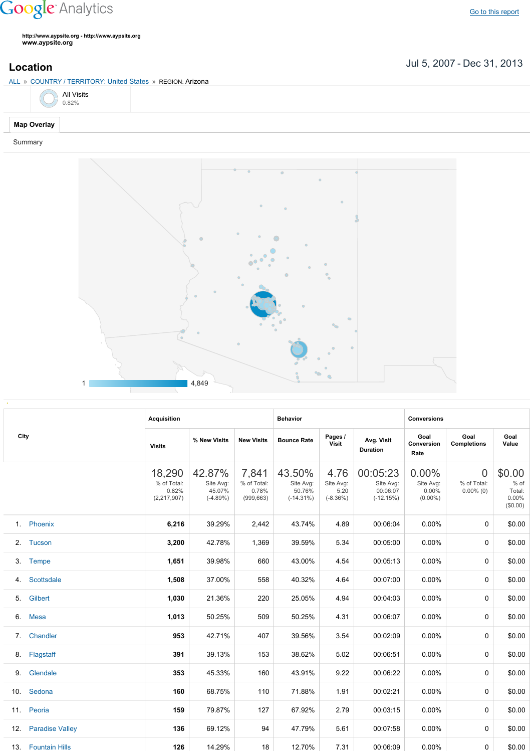Google Analytics

Go to this report

http://www.aypsite.org - http://www.aypsite.org
www.aypsite.org

## Location

Jul 5, 2007 - Dec 31, 2013

ALL » COUNTRY / TERRITORY: United States » REGION: Arizona

All Visits
0.82%

**Map Overlay**

Summary

1 ——— 4,849

| City | Acquisition | | | Behavior | | | Conversions | | |
|---|---|---|---|---|---|---|---|---|---|
| | Visits | % New Visits | New Visits | Bounce Rate | Pages / Visit | Avg. Visit Duration | Goal Conversion Rate | Goal Completions | Goal Value |
| | 18,290 % of Total: 0.82% (2,217,907) | 42.87% Site Avg: 45.07% (-4.89%) | 7,841 % of Total: 0.78% (999,663) | 43.50% Site Avg: 50.76% (-14.31%) | 4.76 Site Avg: 5.20 (-8.36%) | 00:05:23 Site Avg: 00:06:07 (-12.15%) | 0.00% Site Avg: 0.00% (0.00%) | 0 % of Total: 0.00% (0) | $0.00 % of Total: 0.00% ($0.00) |
| 1. Phoenix | **6,216** | 39.29% | 2,442 | 43.74% | 4.89 | 00:06:04 | 0.00% | 0 | $0.00 |
| 2. Tucson | **3,200** | 42.78% | 1,369 | 39.59% | 5.34 | 00:05:00 | 0.00% | 0 | $0.00 |
| 3. Tempe | **1,651** | 39.98% | 660 | 43.00% | 4.54 | 00:05:13 | 0.00% | 0 | $0.00 |
| 4. Scottsdale | **1,508** | 37.00% | 558 | 40.32% | 4.64 | 00:07:00 | 0.00% | 0 | $0.00 |
| 5. Gilbert | **1,030** | 21.36% | 220 | 25.05% | 4.94 | 00:04:03 | 0.00% | 0 | $0.00 |
| 6. Mesa | **1,013** | 50.25% | 509 | 50.25% | 4.31 | 00:06:07 | 0.00% | 0 | $0.00 |
| 7. Chandler | **953** | 42.71% | 407 | 39.56% | 3.54 | 00:02:09 | 0.00% | 0 | $0.00 |
| 8. Flagstaff | **391** | 39.13% | 153 | 38.62% | 5.02 | 00:06:51 | 0.00% | 0 | $0.00 |
| 9. Glendale | **353** | 45.33% | 160 | 43.91% | 9.22 | 00:06:22 | 0.00% | 0 | $0.00 |
| 10. Sedona | **160** | 68.75% | 110 | 71.88% | 1.91 | 00:02:21 | 0.00% | 0 | $0.00 |
| 11. Peoria | **159** | 79.87% | 127 | 67.92% | 2.79 | 00:03:15 | 0.00% | 0 | $0.00 |
| 12. Paradise Valley | **136** | 69.12% | 94 | 47.79% | 5.61 | 00:07:58 | 0.00% | 0 | $0.00 |
| 13. Fountain Hills | **126** | 14.29% | 18 | 12.70% | 7.31 | 00:06:09 | 0.00% | 0 | $0.00 |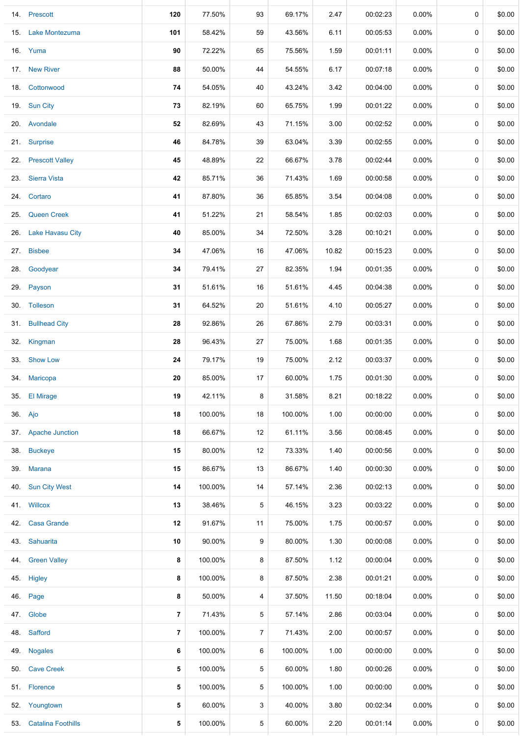| | | | | | | | | | | |
|---|---|---|---|---|---|---|---|---|---|---|
| 14. | Prescott | **120** | 77.50% | 93 | 69.17% | 2.47 | 00:02:23 | 0.00% | 0 | $0.00 |
| 15. | Lake Montezuma | **101** | 58.42% | 59 | 43.56% | 6.11 | 00:05:53 | 0.00% | 0 | $0.00 |
| 16. | Yuma | **90** | 72.22% | 65 | 75.56% | 1.59 | 00:01:11 | 0.00% | 0 | $0.00 |
| 17. | New River | **88** | 50.00% | 44 | 54.55% | 6.17 | 00:07:18 | 0.00% | 0 | $0.00 |
| 18. | Cottonwood | **74** | 54.05% | 40 | 43.24% | 3.42 | 00:04:00 | 0.00% | 0 | $0.00 |
| 19. | Sun City | **73** | 82.19% | 60 | 65.75% | 1.99 | 00:01:22 | 0.00% | 0 | $0.00 |
| 20. | Avondale | **52** | 82.69% | 43 | 71.15% | 3.00 | 00:02:52 | 0.00% | 0 | $0.00 |
| 21. | Surprise | **46** | 84.78% | 39 | 63.04% | 3.39 | 00:02:55 | 0.00% | 0 | $0.00 |
| 22. | Prescott Valley | **45** | 48.89% | 22 | 66.67% | 3.78 | 00:02:44 | 0.00% | 0 | $0.00 |
| 23. | Sierra Vista | **42** | 85.71% | 36 | 71.43% | 1.69 | 00:00:58 | 0.00% | 0 | $0.00 |
| 24. | Cortaro | **41** | 87.80% | 36 | 65.85% | 3.54 | 00:04:08 | 0.00% | 0 | $0.00 |
| 25. | Queen Creek | **41** | 51.22% | 21 | 58.54% | 1.85 | 00:02:03 | 0.00% | 0 | $0.00 |
| 26. | Lake Havasu City | **40** | 85.00% | 34 | 72.50% | 3.28 | 00:10:21 | 0.00% | 0 | $0.00 |
| 27. | Bisbee | **34** | 47.06% | 16 | 47.06% | 10.82 | 00:15:23 | 0.00% | 0 | $0.00 |
| 28. | Goodyear | **34** | 79.41% | 27 | 82.35% | 1.94 | 00:01:35 | 0.00% | 0 | $0.00 |
| 29. | Payson | **31** | 51.61% | 16 | 51.61% | 4.45 | 00:04:38 | 0.00% | 0 | $0.00 |
| 30. | Tolleson | **31** | 64.52% | 20 | 51.61% | 4.10 | 00:05:27 | 0.00% | 0 | $0.00 |
| 31. | Bullhead City | **28** | 92.86% | 26 | 67.86% | 2.79 | 00:03:31 | 0.00% | 0 | $0.00 |
| 32. | Kingman | **28** | 96.43% | 27 | 75.00% | 1.68 | 00:01:35 | 0.00% | 0 | $0.00 |
| 33. | Show Low | **24** | 79.17% | 19 | 75.00% | 2.12 | 00:03:37 | 0.00% | 0 | $0.00 |
| 34. | Maricopa | **20** | 85.00% | 17 | 60.00% | 1.75 | 00:01:30 | 0.00% | 0 | $0.00 |
| 35. | El Mirage | **19** | 42.11% | 8 | 31.58% | 8.21 | 00:18:22 | 0.00% | 0 | $0.00 |
| 36. | Ajo | **18** | 100.00% | 18 | 100.00% | 1.00 | 00:00:00 | 0.00% | 0 | $0.00 |
| 37. | Apache Junction | **18** | 66.67% | 12 | 61.11% | 3.56 | 00:08:45 | 0.00% | 0 | $0.00 |
| 38. | Buckeye | **15** | 80.00% | 12 | 73.33% | 1.40 | 00:00:56 | 0.00% | 0 | $0.00 |
| 39. | Marana | **15** | 86.67% | 13 | 86.67% | 1.40 | 00:00:30 | 0.00% | 0 | $0.00 |
| 40. | Sun City West | **14** | 100.00% | 14 | 57.14% | 2.36 | 00:02:13 | 0.00% | 0 | $0.00 |
| 41. | Willcox | **13** | 38.46% | 5 | 46.15% | 3.23 | 00:03:22 | 0.00% | 0 | $0.00 |
| 42. | Casa Grande | **12** | 91.67% | 11 | 75.00% | 1.75 | 00:00:57 | 0.00% | 0 | $0.00 |
| 43. | Sahuarita | **10** | 90.00% | 9 | 80.00% | 1.30 | 00:00:08 | 0.00% | 0 | $0.00 |
| 44. | Green Valley | **8** | 100.00% | 8 | 87.50% | 1.12 | 00:00:04 | 0.00% | 0 | $0.00 |
| 45. | Higley | **8** | 100.00% | 8 | 87.50% | 2.38 | 00:01:21 | 0.00% | 0 | $0.00 |
| 46. | Page | **8** | 50.00% | 4 | 37.50% | 11.50 | 00:18:04 | 0.00% | 0 | $0.00 |
| 47. | Globe | **7** | 71.43% | 5 | 57.14% | 2.86 | 00:03:04 | 0.00% | 0 | $0.00 |
| 48. | Safford | **7** | 100.00% | 7 | 71.43% | 2.00 | 00:00:57 | 0.00% | 0 | $0.00 |
| 49. | Nogales | **6** | 100.00% | 6 | 100.00% | 1.00 | 00:00:00 | 0.00% | 0 | $0.00 |
| 50. | Cave Creek | **5** | 100.00% | 5 | 60.00% | 1.80 | 00:00:26 | 0.00% | 0 | $0.00 |
| 51. | Florence | **5** | 100.00% | 5 | 100.00% | 1.00 | 00:00:00 | 0.00% | 0 | $0.00 |
| 52. | Youngtown | **5** | 60.00% | 3 | 40.00% | 3.80 | 00:02:34 | 0.00% | 0 | $0.00 |
| 53. | Catalina Foothills | **5** | 100.00% | 5 | 60.00% | 2.20 | 00:01:14 | 0.00% | 0 | $0.00 |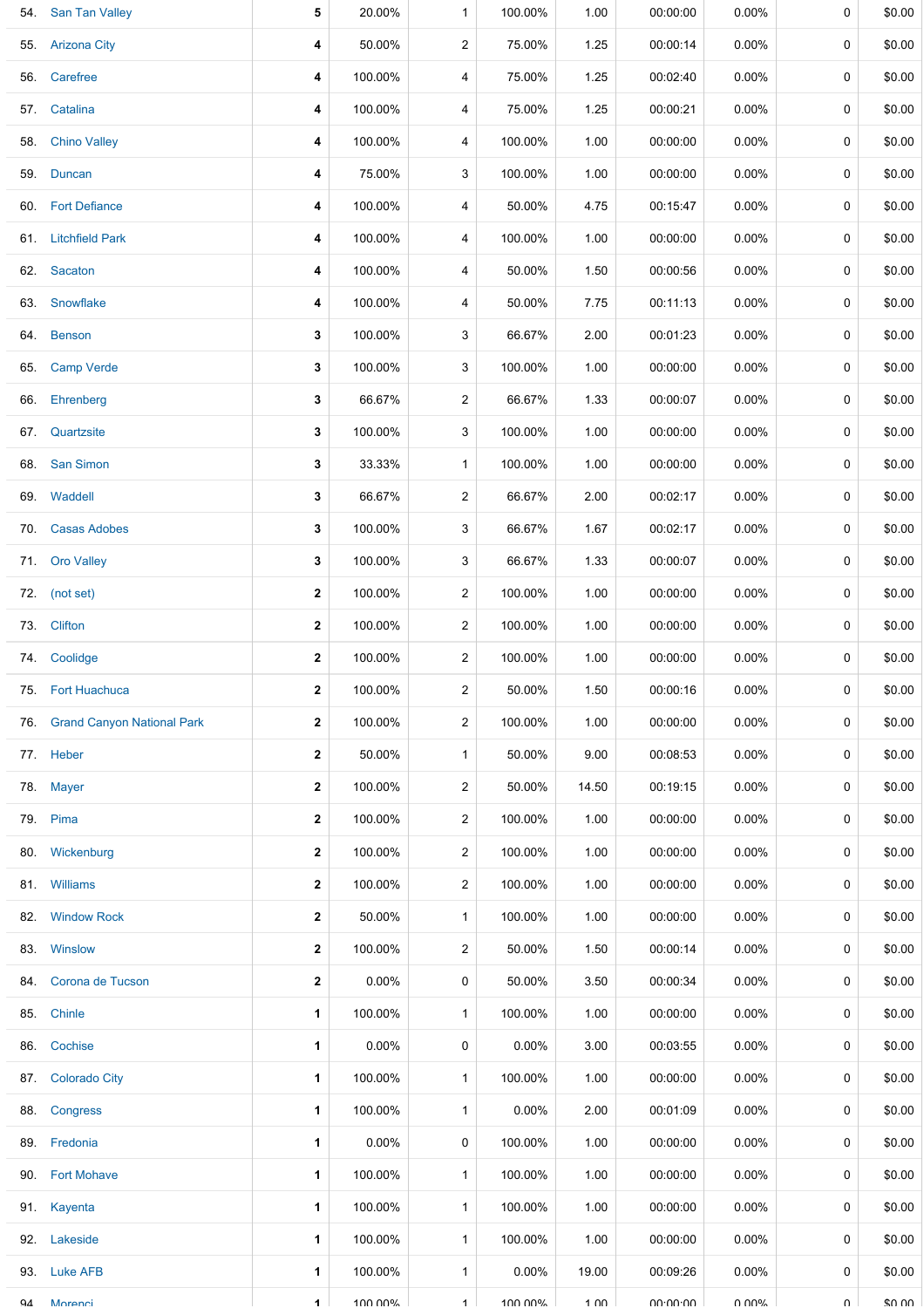| | | | | | | | | | | |
|---|---|---|---|---|---|---|---|---|---|---|
| 54. | San Tan Valley | **5** | 20.00% | 1 | 100.00% | 1.00 | 00:00:00 | 0.00% | 0 | $0.00 |
| 55. | Arizona City | **4** | 50.00% | 2 | 75.00% | 1.25 | 00:00:14 | 0.00% | 0 | $0.00 |
| 56. | Carefree | **4** | 100.00% | 4 | 75.00% | 1.25 | 00:02:40 | 0.00% | 0 | $0.00 |
| 57. | Catalina | **4** | 100.00% | 4 | 75.00% | 1.25 | 00:00:21 | 0.00% | 0 | $0.00 |
| 58. | Chino Valley | **4** | 100.00% | 4 | 100.00% | 1.00 | 00:00:00 | 0.00% | 0 | $0.00 |
| 59. | Duncan | **4** | 75.00% | 3 | 100.00% | 1.00 | 00:00:00 | 0.00% | 0 | $0.00 |
| 60. | Fort Defiance | **4** | 100.00% | 4 | 50.00% | 4.75 | 00:15:47 | 0.00% | 0 | $0.00 |
| 61. | Litchfield Park | **4** | 100.00% | 4 | 100.00% | 1.00 | 00:00:00 | 0.00% | 0 | $0.00 |
| 62. | Sacaton | **4** | 100.00% | 4 | 50.00% | 1.50 | 00:00:56 | 0.00% | 0 | $0.00 |
| 63. | Snowflake | **4** | 100.00% | 4 | 50.00% | 7.75 | 00:11:13 | 0.00% | 0 | $0.00 |
| 64. | Benson | **3** | 100.00% | 3 | 66.67% | 2.00 | 00:01:23 | 0.00% | 0 | $0.00 |
| 65. | Camp Verde | **3** | 100.00% | 3 | 100.00% | 1.00 | 00:00:00 | 0.00% | 0 | $0.00 |
| 66. | Ehrenberg | **3** | 66.67% | 2 | 66.67% | 1.33 | 00:00:07 | 0.00% | 0 | $0.00 |
| 67. | Quartzsite | **3** | 100.00% | 3 | 100.00% | 1.00 | 00:00:00 | 0.00% | 0 | $0.00 |
| 68. | San Simon | **3** | 33.33% | 1 | 100.00% | 1.00 | 00:00:00 | 0.00% | 0 | $0.00 |
| 69. | Waddell | **3** | 66.67% | 2 | 66.67% | 2.00 | 00:02:17 | 0.00% | 0 | $0.00 |
| 70. | Casas Adobes | **3** | 100.00% | 3 | 66.67% | 1.67 | 00:02:17 | 0.00% | 0 | $0.00 |
| 71. | Oro Valley | **3** | 100.00% | 3 | 66.67% | 1.33 | 00:00:07 | 0.00% | 0 | $0.00 |
| 72. | (not set) | **2** | 100.00% | 2 | 100.00% | 1.00 | 00:00:00 | 0.00% | 0 | $0.00 |
| 73. | Clifton | **2** | 100.00% | 2 | 100.00% | 1.00 | 00:00:00 | 0.00% | 0 | $0.00 |
| 74. | Coolidge | **2** | 100.00% | 2 | 100.00% | 1.00 | 00:00:00 | 0.00% | 0 | $0.00 |
| 75. | Fort Huachuca | **2** | 100.00% | 2 | 50.00% | 1.50 | 00:00:16 | 0.00% | 0 | $0.00 |
| 76. | Grand Canyon National Park | **2** | 100.00% | 2 | 100.00% | 1.00 | 00:00:00 | 0.00% | 0 | $0.00 |
| 77. | Heber | **2** | 50.00% | 1 | 50.00% | 9.00 | 00:08:53 | 0.00% | 0 | $0.00 |
| 78. | Mayer | **2** | 100.00% | 2 | 50.00% | 14.50 | 00:19:15 | 0.00% | 0 | $0.00 |
| 79. | Pima | **2** | 100.00% | 2 | 100.00% | 1.00 | 00:00:00 | 0.00% | 0 | $0.00 |
| 80. | Wickenburg | **2** | 100.00% | 2 | 100.00% | 1.00 | 00:00:00 | 0.00% | 0 | $0.00 |
| 81. | Williams | **2** | 100.00% | 2 | 100.00% | 1.00 | 00:00:00 | 0.00% | 0 | $0.00 |
| 82. | Window Rock | **2** | 50.00% | 1 | 100.00% | 1.00 | 00:00:00 | 0.00% | 0 | $0.00 |
| 83. | Winslow | **2** | 100.00% | 2 | 50.00% | 1.50 | 00:00:14 | 0.00% | 0 | $0.00 |
| 84. | Corona de Tucson | **2** | 0.00% | 0 | 50.00% | 3.50 | 00:00:34 | 0.00% | 0 | $0.00 |
| 85. | Chinle | **1** | 100.00% | 1 | 100.00% | 1.00 | 00:00:00 | 0.00% | 0 | $0.00 |
| 86. | Cochise | **1** | 0.00% | 0 | 0.00% | 3.00 | 00:03:55 | 0.00% | 0 | $0.00 |
| 87. | Colorado City | **1** | 100.00% | 1 | 100.00% | 1.00 | 00:00:00 | 0.00% | 0 | $0.00 |
| 88. | Congress | **1** | 100.00% | 1 | 0.00% | 2.00 | 00:01:09 | 0.00% | 0 | $0.00 |
| 89. | Fredonia | **1** | 0.00% | 0 | 100.00% | 1.00 | 00:00:00 | 0.00% | 0 | $0.00 |
| 90. | Fort Mohave | **1** | 100.00% | 1 | 100.00% | 1.00 | 00:00:00 | 0.00% | 0 | $0.00 |
| 91. | Kayenta | **1** | 100.00% | 1 | 100.00% | 1.00 | 00:00:00 | 0.00% | 0 | $0.00 |
| 92. | Lakeside | **1** | 100.00% | 1 | 100.00% | 1.00 | 00:00:00 | 0.00% | 0 | $0.00 |
| 93. | Luke AFB | **1** | 100.00% | 1 | 0.00% | 19.00 | 00:09:26 | 0.00% | 0 | $0.00 |
| 94. | Morenci | **1** | 100.00% | 1 | 100.00% | 1.00 | 00:00:00 | 0.00% | 0 | $0.00 |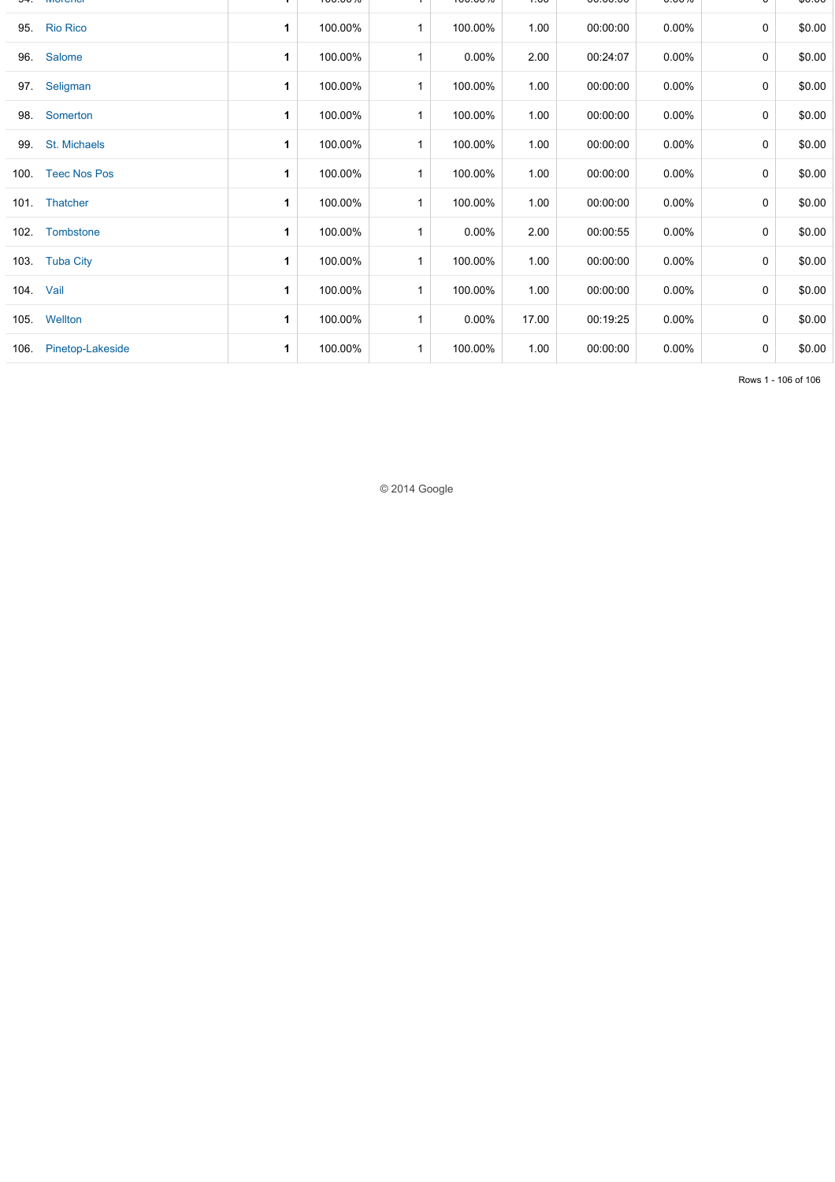| | | | | | | | | | | |
|---|---|---|---|---|---|---|---|---|---|---|
| 95. | Rio Rico | 1 | 100.00% | 1 | 100.00% | 1.00 | 00:00:00 | 0.00% | 0 | $0.00 |
| 96. | Salome | 1 | 100.00% | 1 | 0.00% | 2.00 | 00:24:07 | 0.00% | 0 | $0.00 |
| 97. | Seligman | 1 | 100.00% | 1 | 100.00% | 1.00 | 00:00:00 | 0.00% | 0 | $0.00 |
| 98. | Somerton | 1 | 100.00% | 1 | 100.00% | 1.00 | 00:00:00 | 0.00% | 0 | $0.00 |
| 99. | St. Michaels | 1 | 100.00% | 1 | 100.00% | 1.00 | 00:00:00 | 0.00% | 0 | $0.00 |
| 100. | Teec Nos Pos | 1 | 100.00% | 1 | 100.00% | 1.00 | 00:00:00 | 0.00% | 0 | $0.00 |
| 101. | Thatcher | 1 | 100.00% | 1 | 100.00% | 1.00 | 00:00:00 | 0.00% | 0 | $0.00 |
| 102. | Tombstone | 1 | 100.00% | 1 | 0.00% | 2.00 | 00:00:55 | 0.00% | 0 | $0.00 |
| 103. | Tuba City | 1 | 100.00% | 1 | 100.00% | 1.00 | 00:00:00 | 0.00% | 0 | $0.00 |
| 104. | Vail | 1 | 100.00% | 1 | 100.00% | 1.00 | 00:00:00 | 0.00% | 0 | $0.00 |
| 105. | Wellton | 1 | 100.00% | 1 | 0.00% | 17.00 | 00:19:25 | 0.00% | 0 | $0.00 |
| 106. | Pinetop-Lakeside | 1 | 100.00% | 1 | 100.00% | 1.00 | 00:00:00 | 0.00% | 0 | $0.00 |

Rows 1 - 106 of 106

© 2014 Google